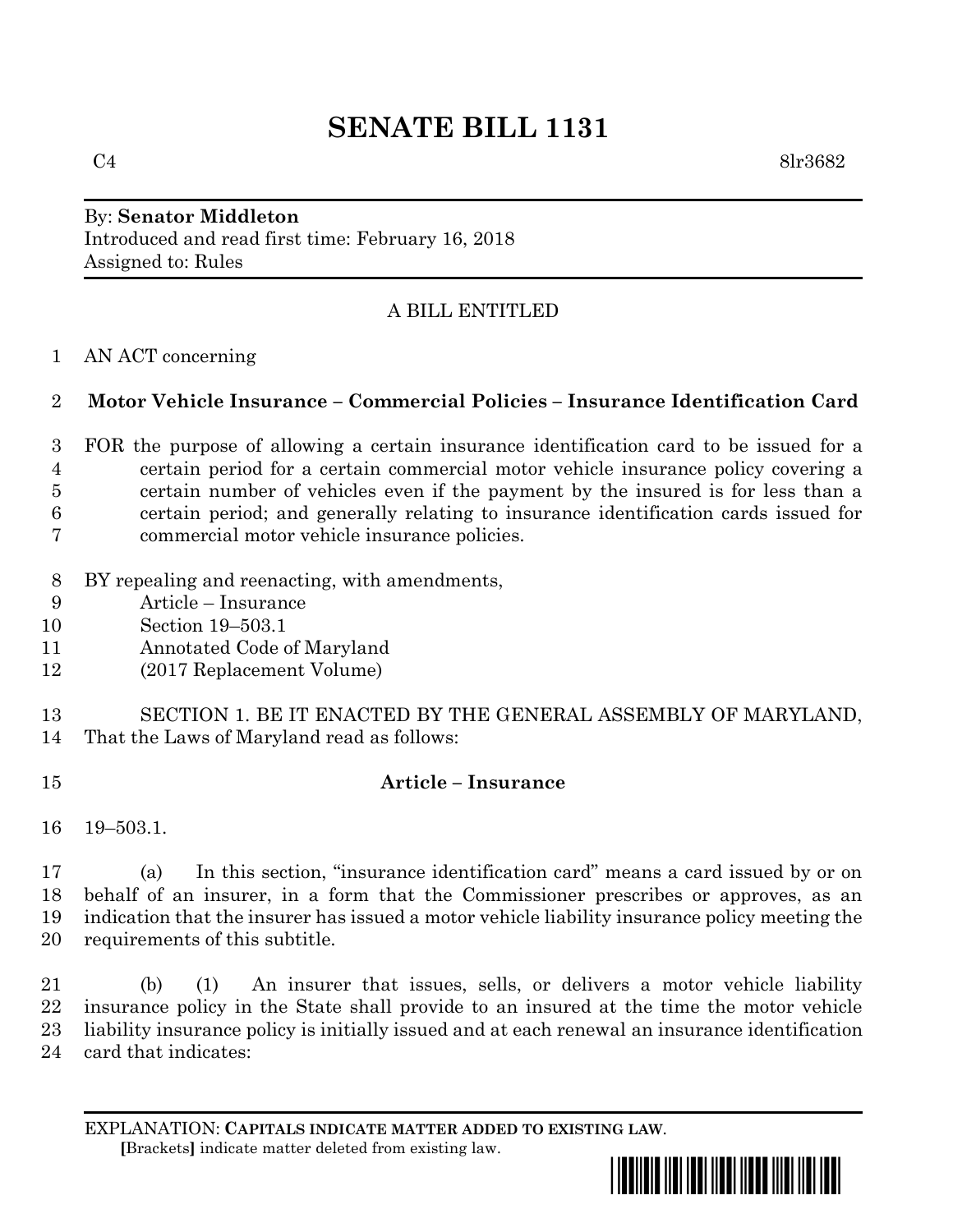# SENATE BILL 1131

C4 8lr3682

By: **Senator Middleton**
Introduced and read first time: February 16, 2018
Assigned to: Rules

A BILL ENTITLED

AN ACT concerning

**Motor Vehicle Insurance – Commercial Policies – Insurance Identification Card**

FOR the purpose of allowing a certain insurance identification card to be issued for a certain period for a certain commercial motor vehicle insurance policy covering a certain number of vehicles even if the payment by the insured is for less than a certain period; and generally relating to insurance identification cards issued for commercial motor vehicle insurance policies.

BY repealing and reenacting, with amendments,
Article – Insurance
Section 19–503.1
Annotated Code of Maryland
(2017 Replacement Volume)

SECTION 1. BE IT ENACTED BY THE GENERAL ASSEMBLY OF MARYLAND, That the Laws of Maryland read as follows:

**Article – Insurance**

19–503.1.

(a) In this section, "insurance identification card" means a card issued by or on behalf of an insurer, in a form that the Commissioner prescribes or approves, as an indication that the insurer has issued a motor vehicle liability insurance policy meeting the requirements of this subtitle.

(b) (1) An insurer that issues, sells, or delivers a motor vehicle liability insurance policy in the State shall provide to an insured at the time the motor vehicle liability insurance policy is initially issued and at each renewal an insurance identification card that indicates:

EXPLANATION: **CAPITALS INDICATE MATTER ADDED TO EXISTING LAW.**
**[**Brackets**]** indicate matter deleted from existing law.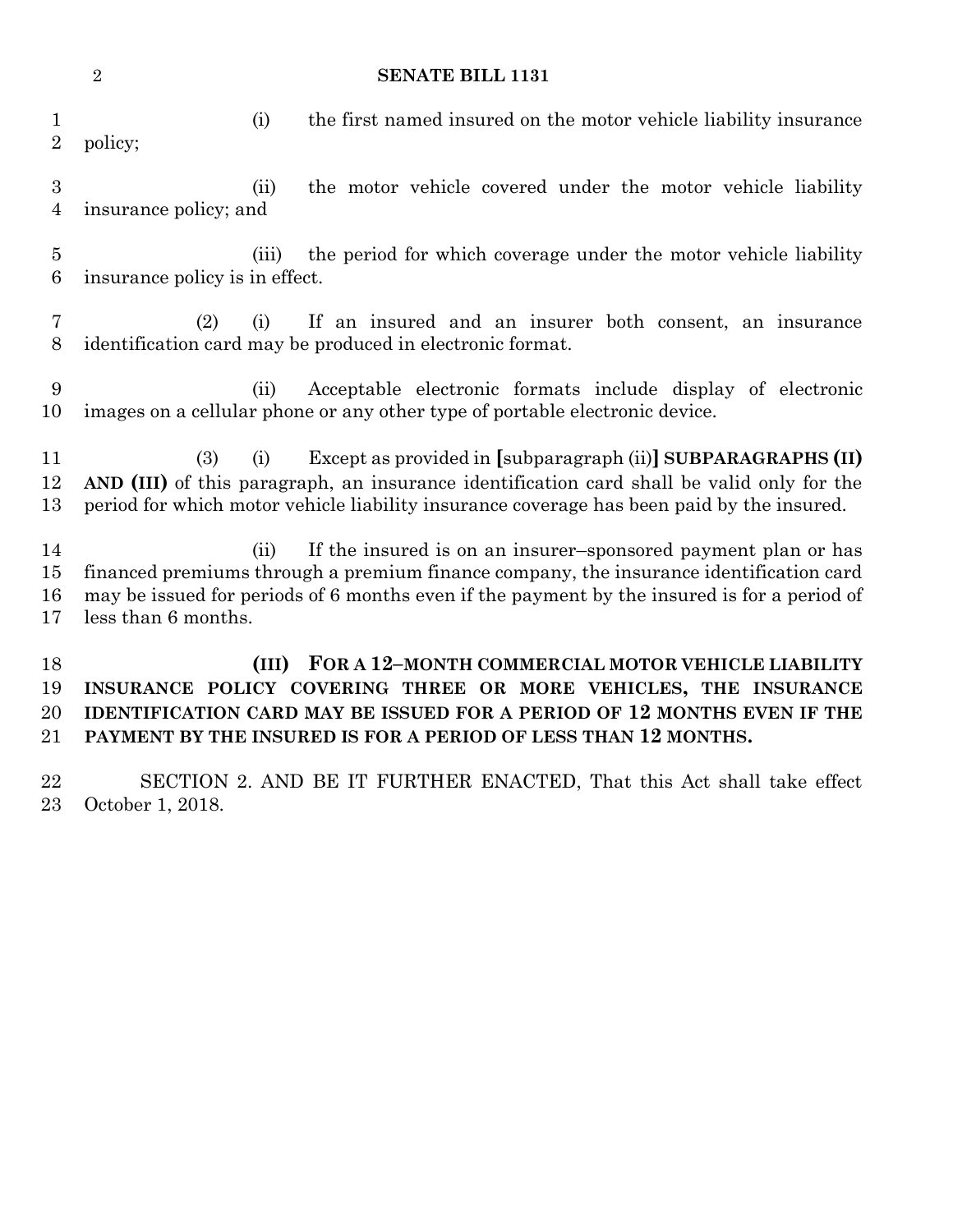(i) the first named insured on the motor vehicle liability insurance policy;

(ii) the motor vehicle covered under the motor vehicle liability insurance policy; and

(iii) the period for which coverage under the motor vehicle liability insurance policy is in effect.

(2) (i) If an insured and an insurer both consent, an insurance identification card may be produced in electronic format.

(ii) Acceptable electronic formats include display of electronic images on a cellular phone or any other type of portable electronic device.

(3) (i) Except as provided in [subparagraph (ii)] **SUBPARAGRAPHS (II) AND (III)** of this paragraph, an insurance identification card shall be valid only for the period for which motor vehicle liability insurance coverage has been paid by the insured.

(ii) If the insured is on an insurer–sponsored payment plan or has financed premiums through a premium finance company, the insurance identification card may be issued for periods of 6 months even if the payment by the insured is for a period of less than 6 months.

**(III) FOR A 12–MONTH COMMERCIAL MOTOR VEHICLE LIABILITY INSURANCE POLICY COVERING THREE OR MORE VEHICLES, THE INSURANCE IDENTIFICATION CARD MAY BE ISSUED FOR A PERIOD OF 12 MONTHS EVEN IF THE PAYMENT BY THE INSURED IS FOR A PERIOD OF LESS THAN 12 MONTHS.**

SECTION 2. AND BE IT FURTHER ENACTED, That this Act shall take effect October 1, 2018.